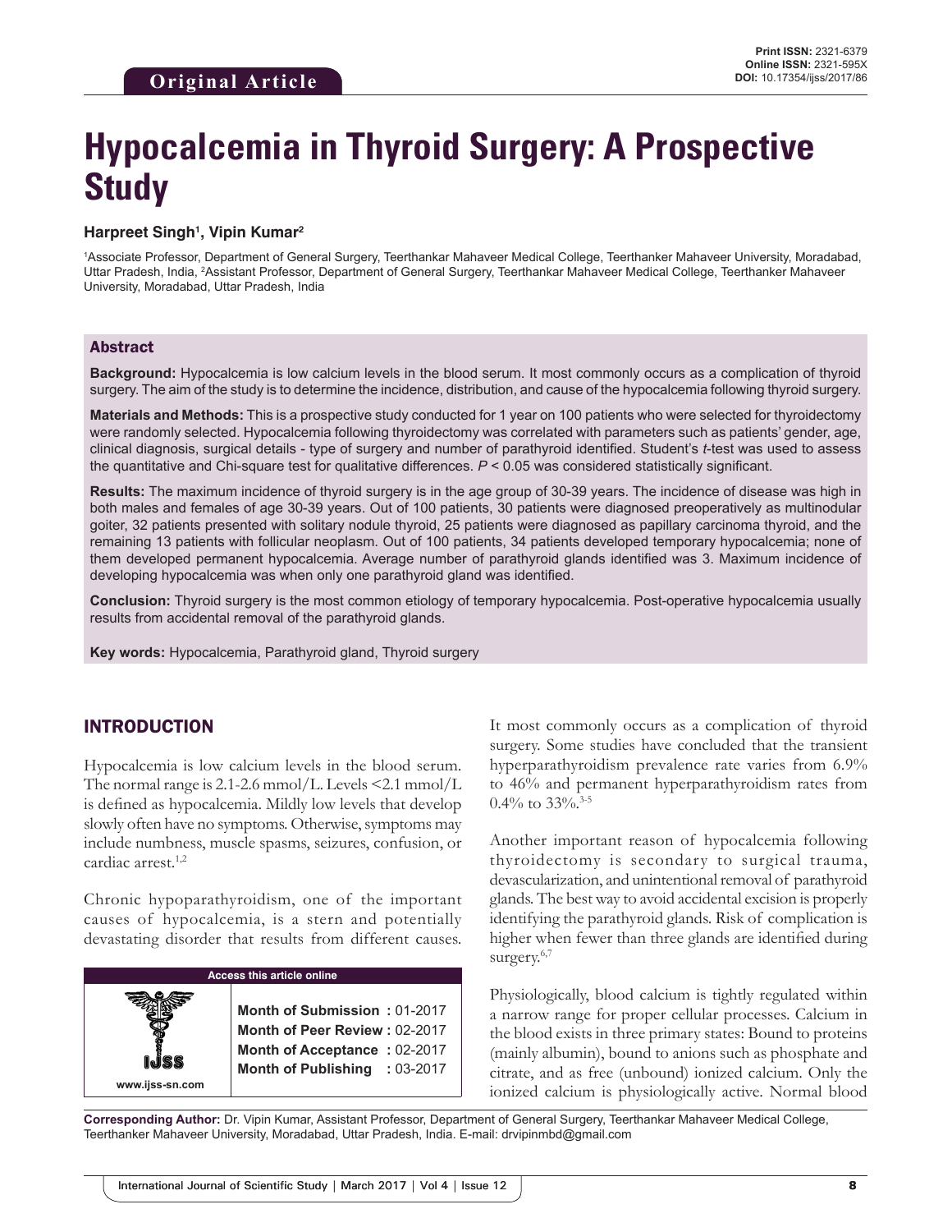**Original Article**

**Print ISSN:** 2321-6379
**Online ISSN:** 2321-595X
**DOI:** 10.17354/ijss/2017/86

# Hypocalcemia in Thyroid Surgery: A Prospective Study

**Harpreet Singh[1], Vipin Kumar[2]**

[1]Associate Professor, Department of General Surgery, Teerthankar Mahaveer Medical College, Teerthanker Mahaveer University, Moradabad, Uttar Pradesh, India, [2]Assistant Professor, Department of General Surgery, Teerthankar Mahaveer Medical College, Teerthanker Mahaveer University, Moradabad, Uttar Pradesh, India

## Abstract

**Background:** Hypocalcemia is low calcium levels in the blood serum. It most commonly occurs as a complication of thyroid surgery. The aim of the study is to determine the incidence, distribution, and cause of the hypocalcemia following thyroid surgery.

**Materials and Methods:** This is a prospective study conducted for 1 year on 100 patients who were selected for thyroidectomy were randomly selected. Hypocalcemia following thyroidectomy was correlated with parameters such as patients' gender, age, clinical diagnosis, surgical details - type of surgery and number of parathyroid identified. Student's *t*-test was used to assess the quantitative and Chi-square test for qualitative differences. $P < 0.05$ was considered statistically significant.

**Results:** The maximum incidence of thyroid surgery is in the age group of 30-39 years. The incidence of disease was high in both males and females of age 30-39 years. Out of 100 patients, 30 patients were diagnosed preoperatively as multinodular goiter, 32 patients presented with solitary nodule thyroid, 25 patients were diagnosed as papillary carcinoma thyroid, and the remaining 13 patients with follicular neoplasm. Out of 100 patients, 34 patients developed temporary hypocalcemia; none of them developed permanent hypocalcemia. Average number of parathyroid glands identified was 3. Maximum incidence of developing hypocalcemia was when only one parathyroid gland was identified.

**Conclusion:** Thyroid surgery is the most common etiology of temporary hypocalcemia. Post-operative hypocalcemia usually results from accidental removal of the parathyroid glands.

**Key words:** Hypocalcemia, Parathyroid gland, Thyroid surgery

## INTRODUCTION

Hypocalcemia is low calcium levels in the blood serum. The normal range is 2.1-2.6 mmol/L. Levels <2.1 mmol/L is defined as hypocalcemia. Mildly low levels that develop slowly often have no symptoms. Otherwise, symptoms may include numbness, muscle spasms, seizures, confusion, or cardiac arrest.[1,2]

Chronic hypoparathyroidism, one of the important causes of hypocalcemia, is a stern and potentially devastating disorder that results from different causes. It most commonly occurs as a complication of thyroid surgery. Some studies have concluded that the transient hyperparathyroidism prevalence rate varies from 6.9% to 46% and permanent hyperparathyroidism rates from 0.4% to 33%.[3-5]

Another important reason of hypocalcemia following thyroidectomy is secondary to surgical trauma, devascularization, and unintentional removal of parathyroid glands. The best way to avoid accidental excision is properly identifying the parathyroid glands. Risk of complication is higher when fewer than three glands are identified during surgery.[6,7]

Physiologically, blood calcium is tightly regulated within a narrow range for proper cellular processes. Calcium in the blood exists in three primary states: Bound to proteins (mainly albumin), bound to anions such as phosphate and citrate, and as free (unbound) ionized calcium. Only the ionized calcium is physiologically active. Normal blood

| Access this article online | |
|---|---|
| www.ijss-sn.com | **Month of Submission :** 01-2017<br>**Month of Peer Review :** 02-2017<br>**Month of Acceptance :** 02-2017<br>**Month of Publishing :** 03-2017 |

**Corresponding Author:** Dr. Vipin Kumar, Assistant Professor, Department of General Surgery, Teerthankar Mahaveer Medical College, Teerthanker Mahaveer University, Moradabad, Uttar Pradesh, India. E-mail: drvipinmbd@gmail.com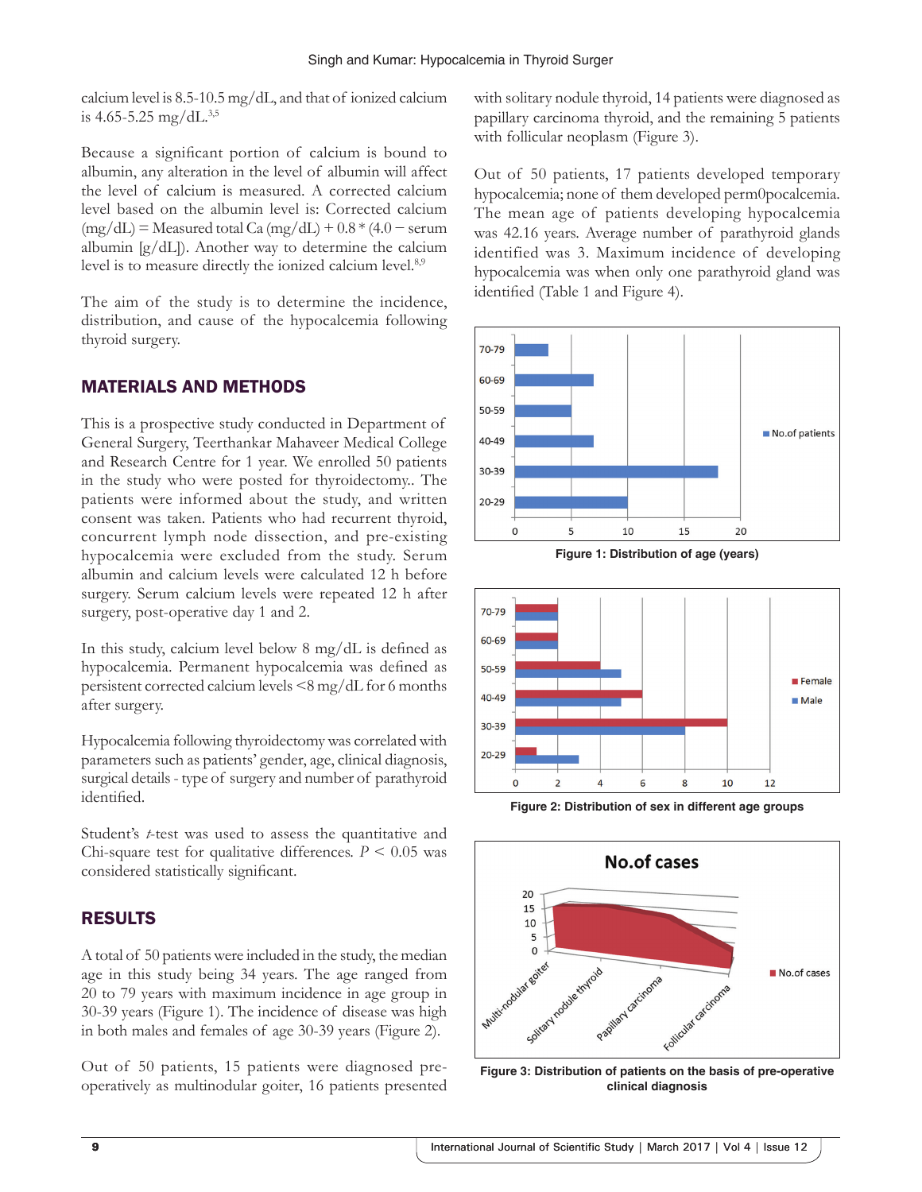calcium level is 8.5-10.5 mg/dL, and that of ionized calcium is 4.65-5.25 mg/dL.[3,5]

Because a significant portion of calcium is bound to albumin, any alteration in the level of albumin will affect the level of calcium is measured. A corrected calcium level based on the albumin level is: Corrected calcium (mg/dL) = Measured total Ca (mg/dL) + 0.8 * (4.0 − serum albumin [g/dL]). Another way to determine the calcium level is to measure directly the ionized calcium level.[8,9]

The aim of the study is to determine the incidence, distribution, and cause of the hypocalcemia following thyroid surgery.

## MATERIALS AND METHODS

This is a prospective study conducted in Department of General Surgery, Teerthankar Mahaveer Medical College and Research Centre for 1 year. We enrolled 50 patients in the study who were posted for thyroidectomy.. The patients were informed about the study, and written consent was taken. Patients who had recurrent thyroid, concurrent lymph node dissection, and pre-existing hypocalcemia were excluded from the study. Serum albumin and calcium levels were calculated 12 h before surgery. Serum calcium levels were repeated 12 h after surgery, post-operative day 1 and 2.

In this study, calcium level below 8 mg/dL is defined as hypocalcemia. Permanent hypocalcemia was defined as persistent corrected calcium levels <8 mg/dL for 6 months after surgery.

Hypocalcemia following thyroidectomy was correlated with parameters such as patients' gender, age, clinical diagnosis, surgical details - type of surgery and number of parathyroid identified.

Student's *t*-test was used to assess the quantitative and Chi-square test for qualitative differences. $P < 0.05$ was considered statistically significant.

## RESULTS

A total of 50 patients were included in the study, the median age in this study being 34 years. The age ranged from 20 to 79 years with maximum incidence in age group in 30-39 years (Figure 1). The incidence of disease was high in both males and females of age 30-39 years (Figure 2).

Out of 50 patients, 15 patients were diagnosed pre-operatively as multinodular goiter, 16 patients presented with solitary nodule thyroid, 14 patients were diagnosed as papillary carcinoma thyroid, and the remaining 5 patients with follicular neoplasm (Figure 3).

Out of 50 patients, 17 patients developed temporary hypocalcemia; none of them developed perm0pocalcemia. The mean age of patients developing hypocalcemia was 42.16 years. Average number of parathyroid glands identified was 3. Maximum incidence of developing hypocalcemia was when only one parathyroid gland was identified (Table 1 and Figure 4).

**Figure 1: Distribution of age (years)**

**Figure 2: Distribution of sex in different age groups**

**Figure 3: Distribution of patients on the basis of pre-operative clinical diagnosis**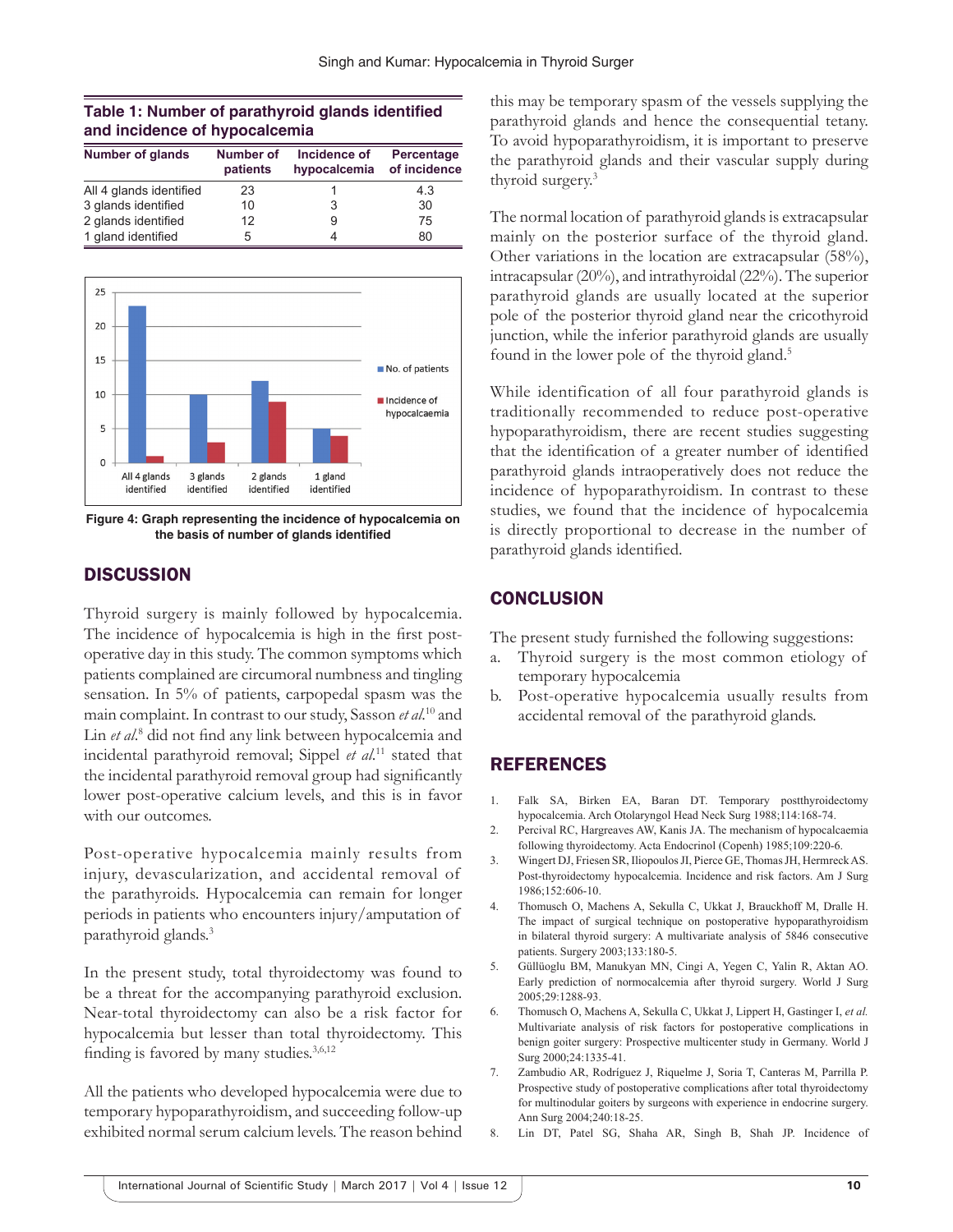**Table 1: Number of parathyroid glands identified and incidence of hypocalcemia**

| Number of glands | Number of patients | Incidence of hypocalcemia | Percentage of incidence |
|---|---|---|---|
| All 4 glands identified | 23 | 1 | 4.3 |
| 3 glands identified | 10 | 3 | 30 |
| 2 glands identified | 12 | 9 | 75 |
| 1 gland identified | 5 | 4 | 80 |

**Figure 4: Graph representing the incidence of hypocalcemia on the basis of number of glands identified**

## DISCUSSION

Thyroid surgery is mainly followed by hypocalcemia. The incidence of hypocalcemia is high in the first post-operative day in this study. The common symptoms which patients complained are circumoral numbness and tingling sensation. In 5% of patients, carpopedal spasm was the main complaint. In contrast to our study, Sasson *et al.*[10] and Lin *et al.*[8] did not find any link between hypocalcemia and incidental parathyroid removal; Sippel *et al.*[11] stated that the incidental parathyroid removal group had significantly lower post-operative calcium levels, and this is in favor with our outcomes.

Post-operative hypocalcemia mainly results from injury, devascularization, and accidental removal of the parathyroids. Hypocalcemia can remain for longer periods in patients who encounters injury/amputation of parathyroid glands.[3]

In the present study, total thyroidectomy was found to be a threat for the accompanying parathyroid exclusion. Near-total thyroidectomy can also be a risk factor for hypocalcemia but lesser than total thyroidectomy. This finding is favored by many studies.[3,6,12]

All the patients who developed hypocalcemia were due to temporary hypoparathyroidism, and succeeding follow-up exhibited normal serum calcium levels. The reason behind this may be temporary spasm of the vessels supplying the parathyroid glands and hence the consequential tetany. To avoid hypoparathyroidism, it is important to preserve the parathyroid glands and their vascular supply during thyroid surgery.[3]

The normal location of parathyroid glands is extracapsular mainly on the posterior surface of the thyroid gland. Other variations in the location are extracapsular (58%), intracapsular (20%), and intrathyroidal (22%). The superior parathyroid glands are usually located at the superior pole of the posterior thyroid gland near the cricothyroid junction, while the inferior parathyroid glands are usually found in the lower pole of the thyroid gland.[5]

While identification of all four parathyroid glands is traditionally recommended to reduce post-operative hypoparathyroidism, there are recent studies suggesting that the identification of a greater number of identified parathyroid glands intraoperatively does not reduce the incidence of hypoparathyroidism. In contrast to these studies, we found that the incidence of hypocalcemia is directly proportional to decrease in the number of parathyroid glands identified.

## CONCLUSION

The present study furnished the following suggestions:

a. Thyroid surgery is the most common etiology of temporary hypocalcemia
b. Post-operative hypocalcemia usually results from accidental removal of the parathyroid glands.

## REFERENCES

1. Falk SA, Birken EA, Baran DT. Temporary postthyroidectomy hypocalcemia. Arch Otolaryngol Head Neck Surg 1988;114:168-74.
2. Percival RC, Hargreaves AW, Kanis JA. The mechanism of hypocalcaemia following thyroidectomy. Acta Endocrinol (Copenh) 1985;109:220-6.
3. Wingert DJ, Friesen SR, Iliopoulos JI, Pierce GE, Thomas JH, Hermreck AS. Post-thyroidectomy hypocalcemia. Incidence and risk factors. Am J Surg 1986;152:606-10.
4. Thomusch O, Machens A, Sekulla C, Ukkat J, Brauckhoff M, Dralle H. The impact of surgical technique on postoperative hypoparathyroidism in bilateral thyroid surgery: A multivariate analysis of 5846 consecutive patients. Surgery 2003;133:180-5.
5. Güllüoglu BM, Manukyan MN, Cingi A, Yegen C, Yalin R, Aktan AO. Early prediction of normocalcemia after thyroid surgery. World J Surg 2005;29:1288-93.
6. Thomusch O, Machens A, Sekulla C, Ukkat J, Lippert H, Gastinger I, *et al.* Multivariate analysis of risk factors for postoperative complications in benign goiter surgery: Prospective multicenter study in Germany. World J Surg 2000;24:1335-41.
7. Zambudio AR, Rodríguez J, Riquelme J, Soria T, Canteras M, Parrilla P. Prospective study of postoperative complications after total thyroidectomy for multinodular goiters by surgeons with experience in endocrine surgery. Ann Surg 2004;240:18-25.
8. Lin DT, Patel SG, Shaha AR, Singh B, Shah JP. Incidence of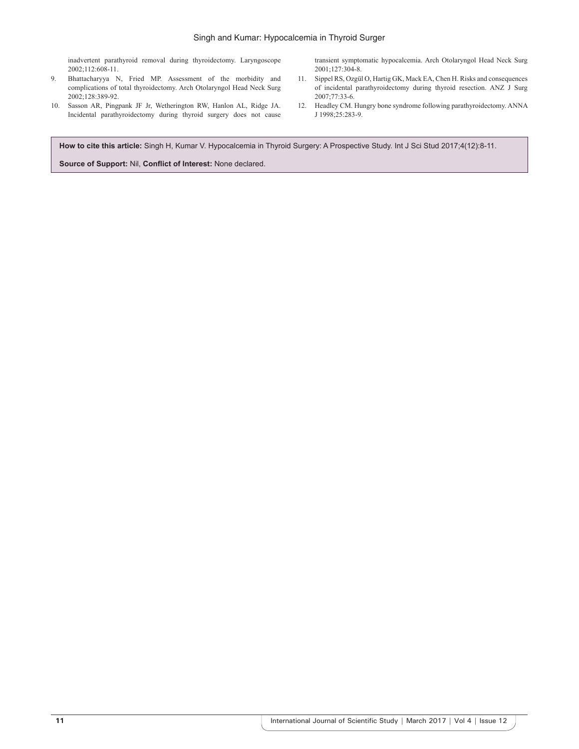inadvertent parathyroid removal during thyroidectomy. Laryngoscope 2002;112:608-11.

9. Bhattacharyya N, Fried MP. Assessment of the morbidity and complications of total thyroidectomy. Arch Otolaryngol Head Neck Surg 2002;128:389-92.
10. Sasson AR, Pingpank JF Jr, Wetherington RW, Hanlon AL, Ridge JA. Incidental parathyroidectomy during thyroid surgery does not cause transient symptomatic hypocalcemia. Arch Otolaryngol Head Neck Surg 2001;127:304-8.
11. Sippel RS, Ozgül O, Hartig GK, Mack EA, Chen H. Risks and consequences of incidental parathyroidectomy during thyroid resection. ANZ J Surg 2007;77:33-6.
12. Headley CM. Hungry bone syndrome following parathyroidectomy. ANNA J 1998;25:283-9.

**How to cite this article:** Singh H, Kumar V. Hypocalcemia in Thyroid Surgery: A Prospective Study. Int J Sci Stud 2017;4(12):8-11.

**Source of Support:** Nil, **Conflict of Interest:** None declared.